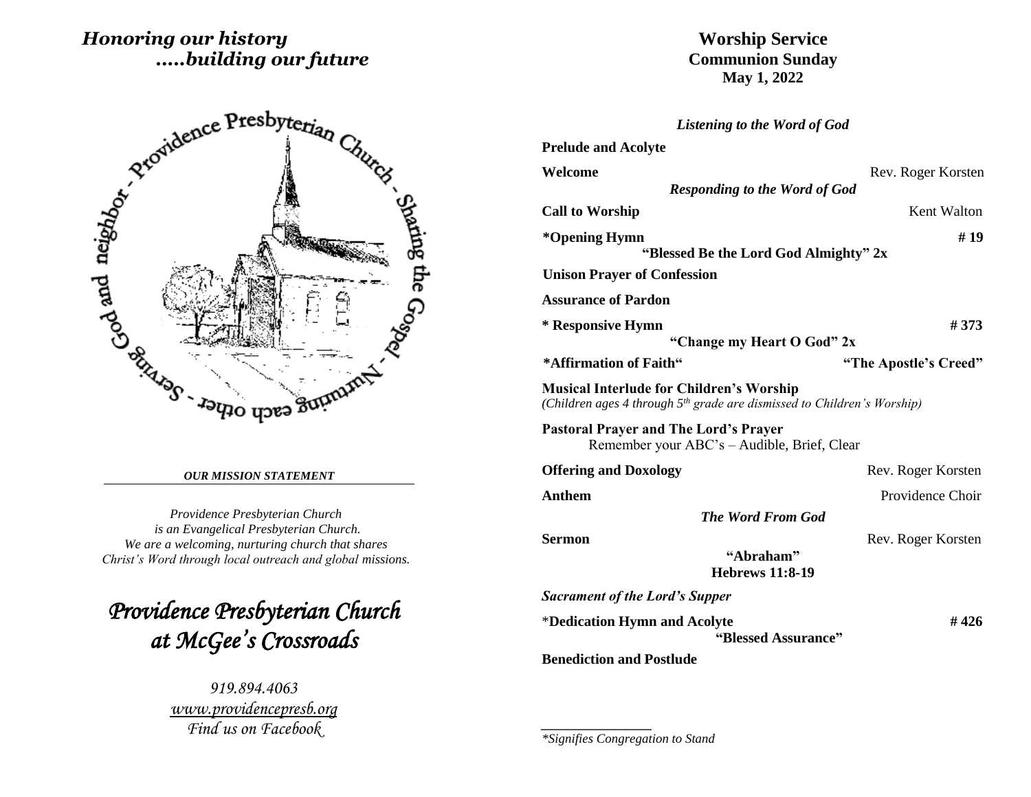*Honoring our history*
*.....building our future*

Serving God and neighbor - Providence Presbyterian Church - Sharing the Gospel - Nurturing each other -

***OUR MISSION STATEMENT***

*Providence Presbyterian Church*
*is an Evangelical Presbyterian Church.*
*We are a welcoming, nurturing church that shares*
*Christ's Word through local outreach and global missions.*

# *Providence Presbyterian Church at McGee's Crossroads*

*919.894.4063*
*www.providencepresb.org*
*Find us on Facebook*

# Worship Service
## Communion Sunday
## May 1, 2022

***Listening to the Word of God***

**Prelude and Acolyte**

**Welcome** — Rev. Roger Korsten

***Responding to the Word of God***

**Call to Worship** — Kent Walton

**\*Opening Hymn** — **# 19**
**"Blessed Be the Lord God Almighty" 2x**

**Unison Prayer of Confession**

**Assurance of Pardon**

**\* Responsive Hymn** — **# 373**
**"Change my Heart O God" 2x**

**\*Affirmation of Faith"** — **"The Apostle's Creed"**

**Musical Interlude for Children's Worship**
*(Children ages 4 through 5th grade are dismissed to Children's Worship)*

**Pastoral Prayer and The Lord's Prayer**
Remember your ABC's – Audible, Brief, Clear

**Offering and Doxology** — Rev. Roger Korsten

**Anthem** — Providence Choir

***The Word From God***

**Sermon** — Rev. Roger Korsten
**"Abraham"**
**Hebrews 11:8-19**

***Sacrament of the Lord's Supper***

\***Dedication Hymn and Acolyte** — **# 426**
**"Blessed Assurance"**

**Benediction and Postlude**

---

*\*Signifies Congregation to Stand*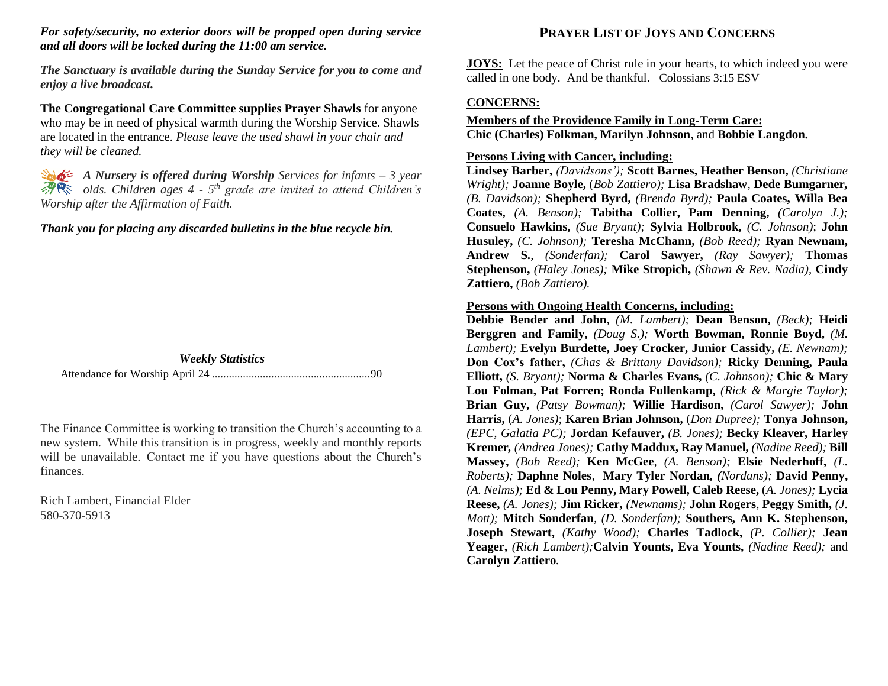***For safety/security, no exterior doors will be propped open during service and all doors will be locked during the 11:00 am service.***

***The Sanctuary is available during the Sunday Service for you to come and enjoy a live broadcast.***

**The Congregational Care Committee supplies Prayer Shawls** for anyone who may be in need of physical warmth during the Worship Service. Shawls are located in the entrance. *Please leave the used shawl in your chair and they will be cleaned.*

***A Nursery is offered during Worship*** *Services for infants – 3 year olds. Children ages 4 - 5th grade are invited to attend Children's Worship after the Affirmation of Faith.*

***Thank you for placing any discarded bulletins in the blue recycle bin.***

***Weekly Statistics***

Attendance for Worship April 24 ........................................................90

The Finance Committee is working to transition the Church's accounting to a new system. While this transition is in progress, weekly and monthly reports will be unavailable. Contact me if you have questions about the Church's finances.

Rich Lambert, Financial Elder
580-370-5913

## PRAYER LIST OF JOYS AND CONCERNS

**JOYS:** Let the peace of Christ rule in your hearts, to which indeed you were called in one body. And be thankful. Colossians 3:15 ESV

**CONCERNS:**

**Members of the Providence Family in Long-Term Care:**
**Chic (Charles) Folkman, Marilyn Johnson**, and **Bobbie Langdon.**

**Persons Living with Cancer, including:**
**Lindsey Barber,** *(Davidsons');* **Scott Barnes, Heather Benson,** *(Christiane Wright);* **Joanne Boyle,** (*Bob Zattiero);* **Lisa Bradshaw**, **Dede Bumgarner,** *(B. Davidson);* **Shepherd Byrd,** *(Brenda Byrd);* **Paula Coates, Willa Bea Coates,** *(A. Benson);* **Tabitha Collier, Pam Denning,** *(Carolyn J.);* **Consuelo Hawkins,** *(Sue Bryant);* **Sylvia Holbrook,** *(C. Johnson)*; **John Husuley,** *(C. Johnson);* **Teresha McChann,** *(Bob Reed);* **Ryan Newnam, Andrew S.**, *(Sonderfan);* **Carol Sawyer,** *(Ray Sawyer);* **Thomas Stephenson,** *(Haley Jones);* **Mike Stropich,** *(Shawn & Rev. Nadia),* **Cindy Zattiero,** *(Bob Zattiero).*

**Persons with Ongoing Health Concerns, including:**
**Debbie Bender and John**, *(M. Lambert);* **Dean Benson,** *(Beck);* **Heidi Berggren and Family,** *(Doug S.);* **Worth Bowman, Ronnie Boyd,** *(M. Lambert);* **Evelyn Burdette, Joey Crocker, Junior Cassidy,** *(E. Newnam);* **Don Cox's father,** *(Chas & Brittany Davidson);* **Ricky Denning, Paula Elliott,** *(S. Bryant);* **Norma & Charles Evans,** *(C. Johnson);* **Chic & Mary Lou Folman, Pat Forren; Ronda Fullenkamp,** *(Rick & Margie Taylor);* **Brian Guy,** *(Patsy Bowman);* **Willie Hardison,** *(Carol Sawyer);* **John Harris,** (*A. Jones)*; **Karen Brian Johnson,** (*Don Dupree);* **Tonya Johnson,** *(EPC, Galatia PC);* **Jordan Kefauver,** *(B. Jones);* **Becky Kleaver, Harley Kremer,** *(Andrea Jones);* **Cathy Maddux, Ray Manuel,** *(Nadine Reed);* **Bill Massey,** *(Bob Reed);* **Ken McGee**, *(A. Benson);* **Elsie Nederhoff,** *(L. Roberts);* **Daphne Noles**, **Mary Tyler Nordan,** *(Nordans);* **David Penny,** *(A. Nelms);* **Ed & Lou Penny, Mary Powell, Caleb Reese,** (*A. Jones);* **Lycia Reese,** *(A. Jones);* **Jim Ricker,** *(Newnams);* **John Rogers**, **Peggy Smith,** *(J. Mott);* **Mitch Sonderfan**, *(D. Sonderfan);* **Southers, Ann K. Stephenson, Joseph Stewart,** *(Kathy Wood);* **Charles Tadlock,** *(P. Collier);* **Jean Yeager,** *(Rich Lambert);***Calvin Younts, Eva Younts,** *(Nadine Reed);* and **Carolyn Zattiero***.*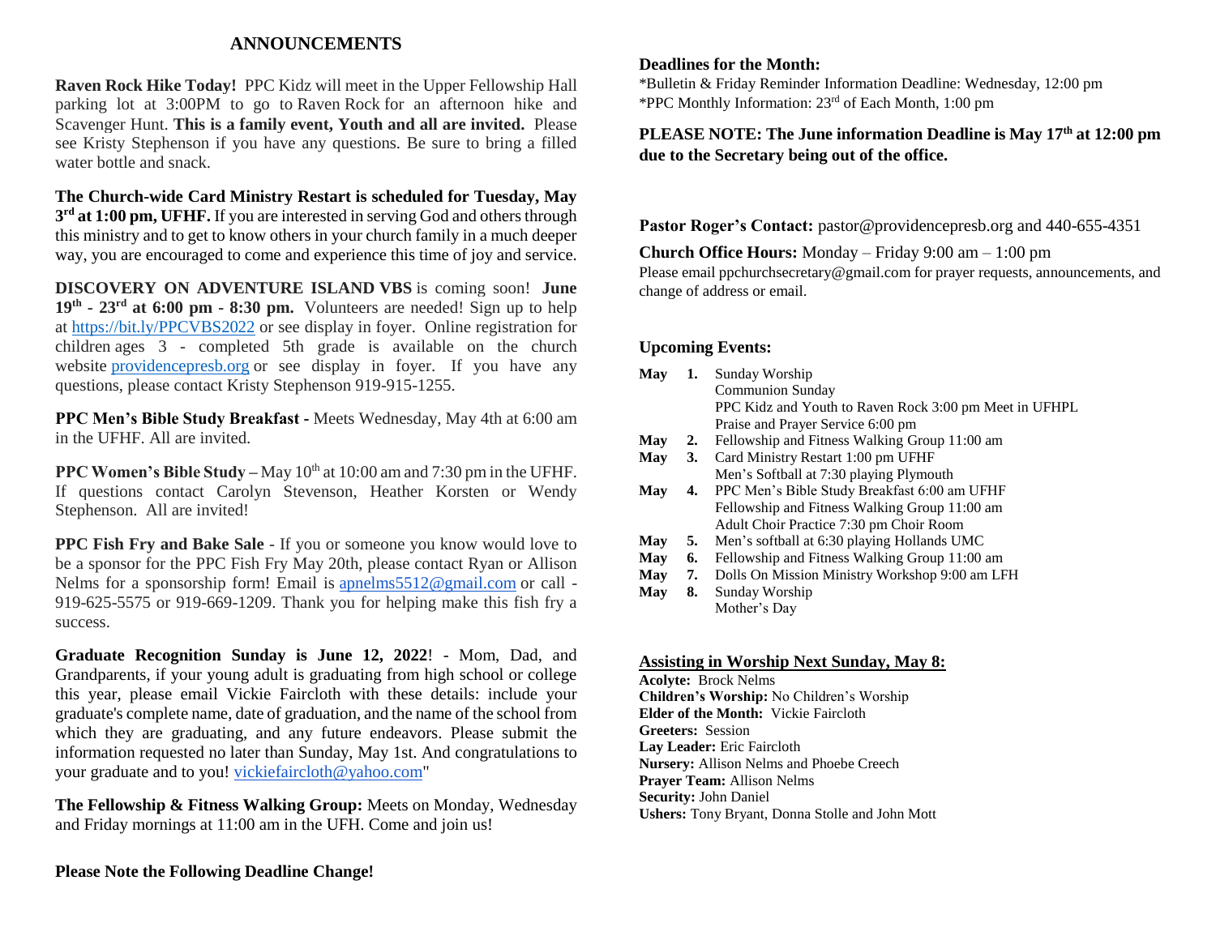## ANNOUNCEMENTS

**Raven Rock Hike Today!** PPC Kidz will meet in the Upper Fellowship Hall parking lot at 3:00PM to go to Raven Rock for an afternoon hike and Scavenger Hunt. **This is a family event, Youth and all are invited.** Please see Kristy Stephenson if you have any questions. Be sure to bring a filled water bottle and snack.

**The Church-wide Card Ministry Restart is scheduled for Tuesday, May 3rd at 1:00 pm, UFHF.** If you are interested in serving God and others through this ministry and to get to know others in your church family in a much deeper way, you are encouraged to come and experience this time of joy and service.

**DISCOVERY ON ADVENTURE ISLAND VBS** is coming soon! **June 19th - 23rd at 6:00 pm - 8:30 pm.** Volunteers are needed! Sign up to help at https://bit.ly/PPCVBS2022 or see display in foyer. Online registration for children ages 3 - completed 5th grade is available on the church website providencepresb.org or see display in foyer. If you have any questions, please contact Kristy Stephenson 919-915-1255.

**PPC Men's Bible Study Breakfast -** Meets Wednesday, May 4th at 6:00 am in the UFHF. All are invited.

**PPC Women's Bible Study –** May 10th at 10:00 am and 7:30 pm in the UFHF. If questions contact Carolyn Stevenson, Heather Korsten or Wendy Stephenson. All are invited!

**PPC Fish Fry and Bake Sale** - If you or someone you know would love to be a sponsor for the PPC Fish Fry May 20th, please contact Ryan or Allison Nelms for a sponsorship form! Email is apnelms5512@gmail.com or call - 919-625-5575 or 919-669-1209. Thank you for helping make this fish fry a success.

**Graduate Recognition Sunday is June 12, 2022**! - Mom, Dad, and Grandparents, if your young adult is graduating from high school or college this year, please email Vickie Faircloth with these details: include your graduate's complete name, date of graduation, and the name of the school from which they are graduating, and any future endeavors. Please submit the information requested no later than Sunday, May 1st. And congratulations to your graduate and to you! vickiefaircloth@yahoo.com"

**The Fellowship & Fitness Walking Group:** Meets on Monday, Wednesday and Friday mornings at 11:00 am in the UFH. Come and join us!

**Please Note the Following Deadline Change!**

**Deadlines for the Month:**

*Bulletin & Friday Reminder Information Deadline: Wednesday, 12:00 pm
*PPC Monthly Information: 23rd of Each Month, 1:00 pm

**PLEASE NOTE: The June information Deadline is May 17th at 12:00 pm due to the Secretary being out of the office.**

**Pastor Roger's Contact:** pastor@providencepresb.org and 440-655-4351

**Church Office Hours:** Monday – Friday 9:00 am – 1:00 pm
Please email ppchurchsecretary@gmail.com for prayer requests, announcements, and change of address or email.

**Upcoming Events:**

| | | |
|---|---|---|
| **May** | **1.** | Sunday Worship |
| | | Communion Sunday |
| | | PPC Kidz and Youth to Raven Rock 3:00 pm Meet in UFHPL |
| | | Praise and Prayer Service 6:00 pm |
| **May** | **2.** | Fellowship and Fitness Walking Group 11:00 am |
| **May** | **3.** | Card Ministry Restart 1:00 pm UFHF |
| | | Men's Softball at 7:30 playing Plymouth |
| **May** | **4.** | PPC Men's Bible Study Breakfast 6:00 am UFHF |
| | | Fellowship and Fitness Walking Group 11:00 am |
| | | Adult Choir Practice 7:30 pm Choir Room |
| **May** | **5.** | Men's softball at 6:30 playing Hollands UMC |
| **May** | **6.** | Fellowship and Fitness Walking Group 11:00 am |
| **May** | **7.** | Dolls On Mission Ministry Workshop 9:00 am LFH |
| **May** | **8.** | Sunday Worship |
| | | Mother's Day |

**Assisting in Worship Next Sunday, May 8:**

**Acolyte:** Brock Nelms
**Children's Worship:** No Children's Worship
**Elder of the Month:** Vickie Faircloth
**Greeters:** Session
**Lay Leader:** Eric Faircloth
**Nursery:** Allison Nelms and Phoebe Creech
**Prayer Team:** Allison Nelms
**Security:** John Daniel
**Ushers:** Tony Bryant, Donna Stolle and John Mott